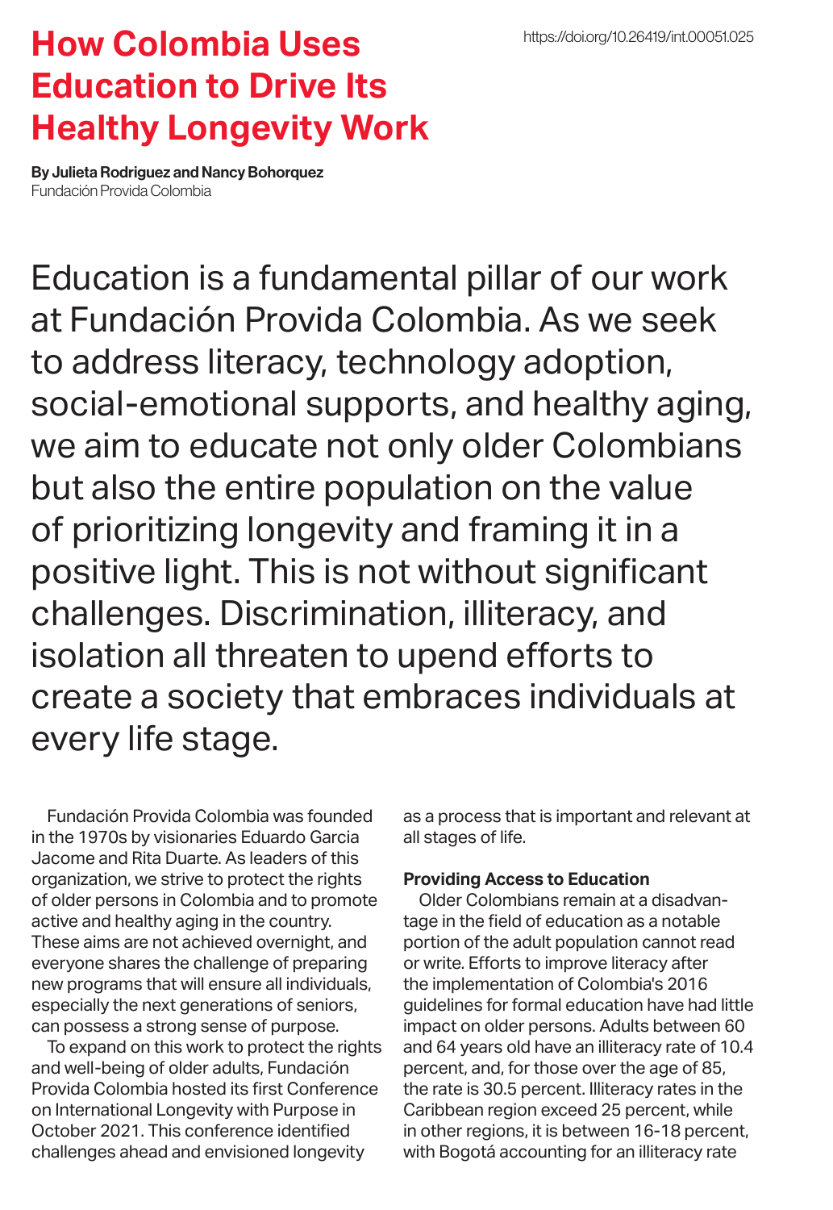# How Colombia Uses Education to Drive Its Healthy Longevity Work

https://doi.org/10.26419/int.00051.025

**By Julieta Rodriguez and Nancy Bohorquez**
Fundación Provida Colombia

Education is a fundamental pillar of our work at Fundación Provida Colombia. As we seek to address literacy, technology adoption, social-emotional supports, and healthy aging, we aim to educate not only older Colombians but also the entire population on the value of prioritizing longevity and framing it in a positive light. This is not without significant challenges. Discrimination, illiteracy, and isolation all threaten to upend efforts to create a society that embraces individuals at every life stage.

Fundación Provida Colombia was founded in the 1970s by visionaries Eduardo Garcia Jacome and Rita Duarte. As leaders of this organization, we strive to protect the rights of older persons in Colombia and to promote active and healthy aging in the country. These aims are not achieved overnight, and everyone shares the challenge of preparing new programs that will ensure all individuals, especially the next generations of seniors, can possess a strong sense of purpose.

To expand on this work to protect the rights and well-being of older adults, Fundación Provida Colombia hosted its first Conference on International Longevity with Purpose in October 2021. This conference identified challenges ahead and envisioned longevity as a process that is important and relevant at all stages of life.

**Providing Access to Education**

Older Colombians remain at a disadvantage in the field of education as a notable portion of the adult population cannot read or write. Efforts to improve literacy after the implementation of Colombia's 2016 guidelines for formal education have had little impact on older persons. Adults between 60 and 64 years old have an illiteracy rate of 10.4 percent, and, for those over the age of 85, the rate is 30.5 percent. Illiteracy rates in the Caribbean region exceed 25 percent, while in other regions, it is between 16-18 percent, with Bogotá accounting for an illiteracy rate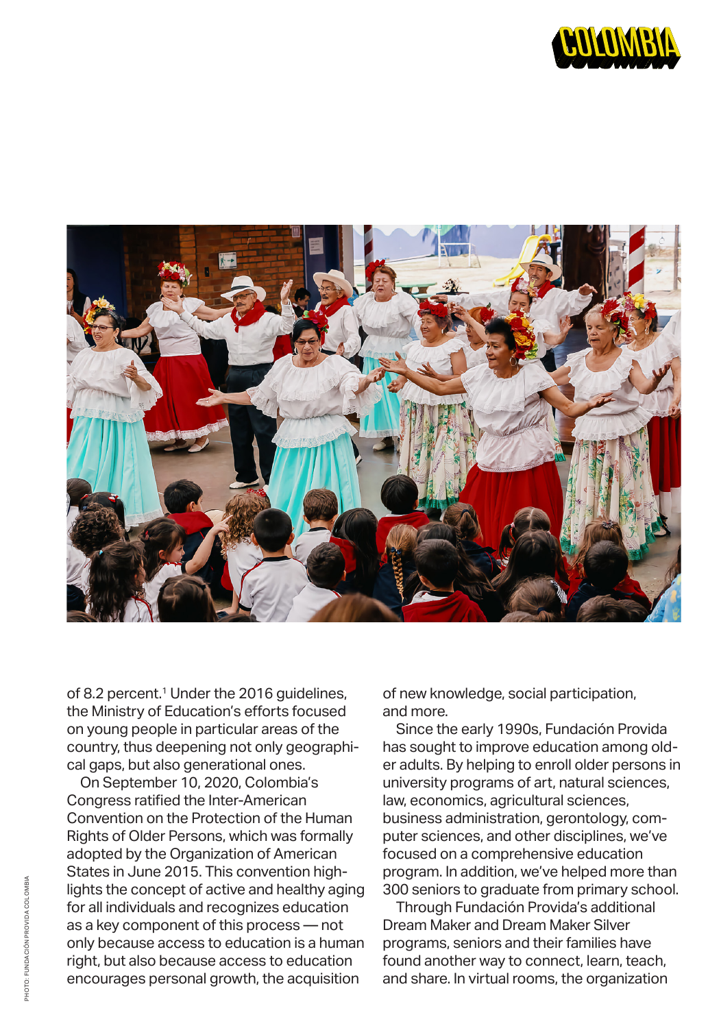of 8.2 percent.[1] Under the 2016 guidelines, the Ministry of Education's efforts focused on young people in particular areas of the country, thus deepening not only geographical gaps, but also generational ones.

On September 10, 2020, Colombia's Congress ratified the Inter-American Convention on the Protection of the Human Rights of Older Persons, which was formally adopted by the Organization of American States in June 2015. This convention highlights the concept of active and healthy aging for all individuals and recognizes education as a key component of this process — not only because access to education is a human right, but also because access to education encourages personal growth, the acquisition of new knowledge, social participation, and more.

Since the early 1990s, Fundación Provida has sought to improve education among older adults. By helping to enroll older persons in university programs of art, natural sciences, law, economics, agricultural sciences, business administration, gerontology, computer sciences, and other disciplines, we've focused on a comprehensive education program. In addition, we've helped more than 300 seniors to graduate from primary school.

Through Fundación Provida's additional Dream Maker and Dream Maker Silver programs, seniors and their families have found another way to connect, learn, teach, and share. In virtual rooms, the organization

PHOTO: FUNDACIÓN PROVIDA COLOMBIA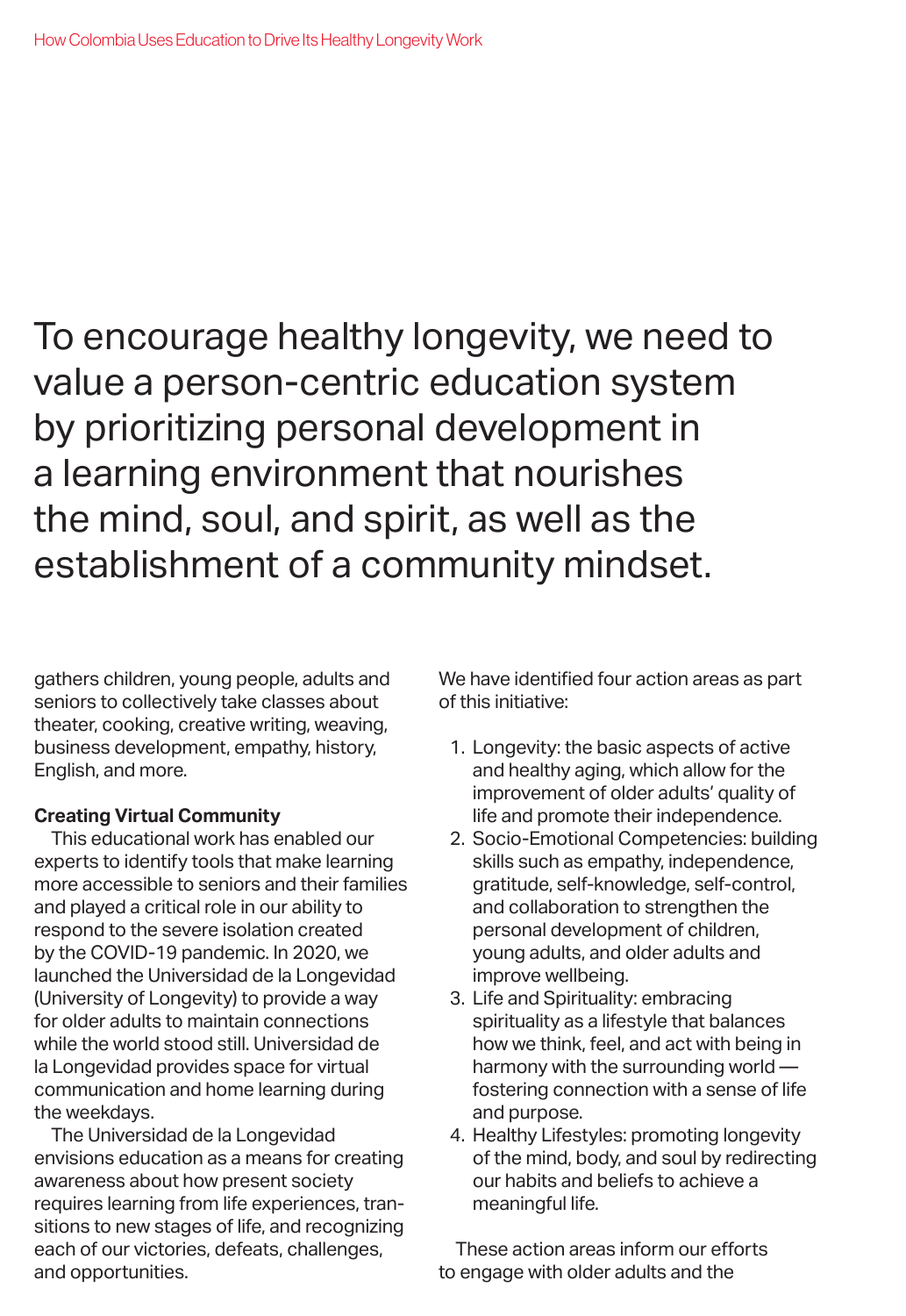To encourage healthy longevity, we need to value a person-centric education system by prioritizing personal development in a learning environment that nourishes the mind, soul, and spirit, as well as the establishment of a community mindset.

gathers children, young people, adults and seniors to collectively take classes about theater, cooking, creative writing, weaving, business development, empathy, history, English, and more.

**Creating Virtual Community**

This educational work has enabled our experts to identify tools that make learning more accessible to seniors and their families and played a critical role in our ability to respond to the severe isolation created by the COVID-19 pandemic. In 2020, we launched the Universidad de la Longevidad (University of Longevity) to provide a way for older adults to maintain connections while the world stood still. Universidad de la Longevidad provides space for virtual communication and home learning during the weekdays.

The Universidad de la Longevidad envisions education as a means for creating awareness about how present society requires learning from life experiences, transitions to new stages of life, and recognizing each of our victories, defeats, challenges, and opportunities.

We have identified four action areas as part of this initiative:

1. Longevity: the basic aspects of active and healthy aging, which allow for the improvement of older adults' quality of life and promote their independence.
2. Socio-Emotional Competencies: building skills such as empathy, independence, gratitude, self-knowledge, self-control, and collaboration to strengthen the personal development of children, young adults, and older adults and improve wellbeing.
3. Life and Spirituality: embracing spirituality as a lifestyle that balances how we think, feel, and act with being in harmony with the surrounding world — fostering connection with a sense of life and purpose.
4. Healthy Lifestyles: promoting longevity of the mind, body, and soul by redirecting our habits and beliefs to achieve a meaningful life.

These action areas inform our efforts to engage with older adults and the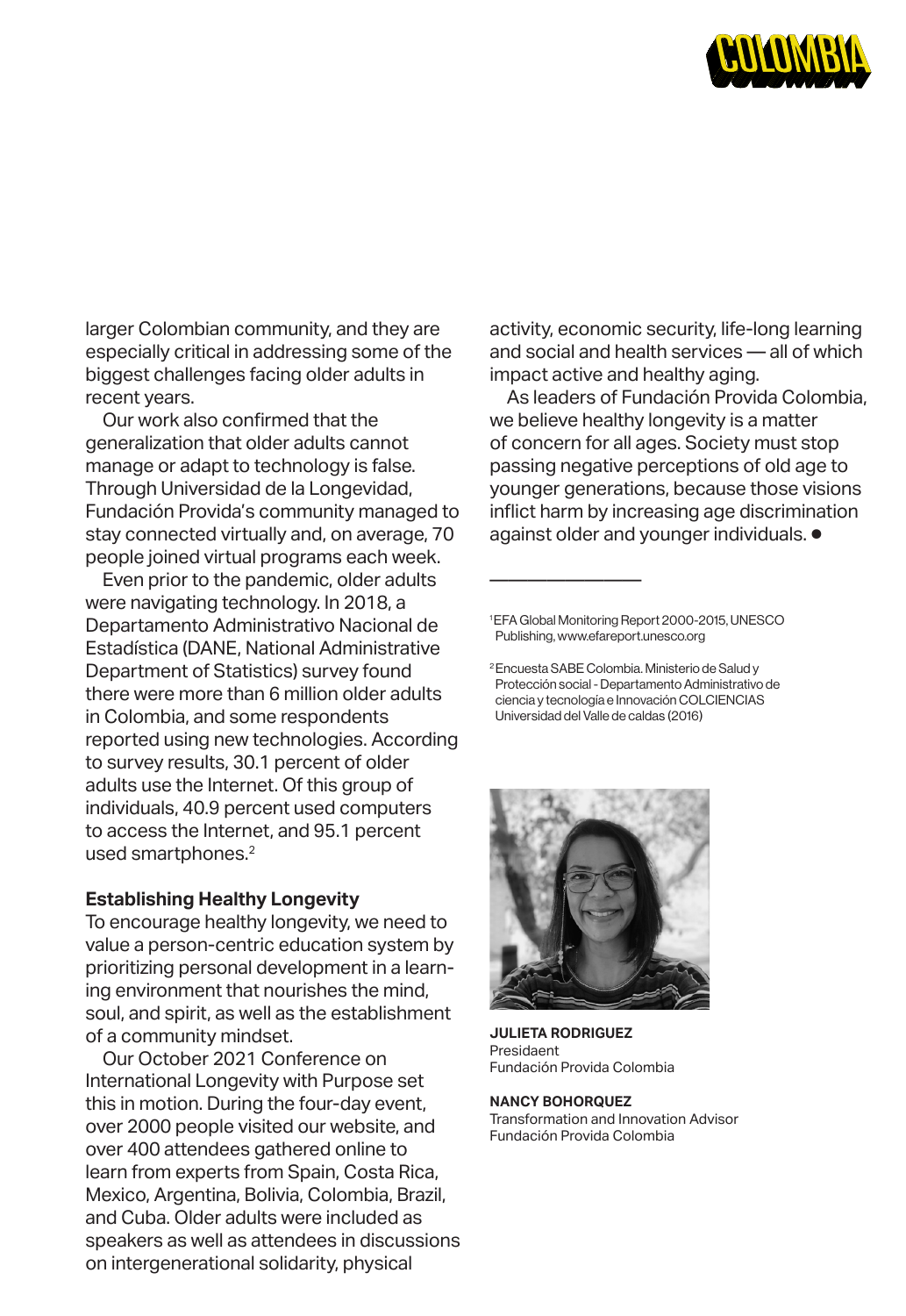larger Colombian community, and they are especially critical in addressing some of the biggest challenges facing older adults in recent years.

Our work also confirmed that the generalization that older adults cannot manage or adapt to technology is false. Through Universidad de la Longevidad, Fundación Provida's community managed to stay connected virtually and, on average, 70 people joined virtual programs each week.

Even prior to the pandemic, older adults were navigating technology. In 2018, a Departamento Administrativo Nacional de Estadística (DANE, National Administrative Department of Statistics) survey found there were more than 6 million older adults in Colombia, and some respondents reported using new technologies. According to survey results, 30.1 percent of older adults use the Internet. Of this group of individuals, 40.9 percent used computers to access the Internet, and 95.1 percent used smartphones.[2]

### Establishing Healthy Longevity

To encourage healthy longevity, we need to value a person-centric education system by prioritizing personal development in a learning environment that nourishes the mind, soul, and spirit, as well as the establishment of a community mindset.

Our October 2021 Conference on International Longevity with Purpose set this in motion. During the four-day event, over 2000 people visited our website, and over 400 attendees gathered online to learn from experts from Spain, Costa Rica, Mexico, Argentina, Bolivia, Colombia, Brazil, and Cuba. Older adults were included as speakers as well as attendees in discussions on intergenerational solidarity, physical activity, economic security, life-long learning and social and health services — all of which impact active and healthy aging.

As leaders of Fundación Provida Colombia, we believe healthy longevity is a matter of concern for all ages. Society must stop passing negative perceptions of old age to younger generations, because those visions inflict harm by increasing age discrimination against older and younger individuals. ●

---

[1] EFA Global Monitoring Report 2000-2015, UNESCO Publishing, www.efareport.unesco.org

[2] Encuesta SABE Colombia. Ministerio de Salud y Protección social - Departamento Administrativo de ciencia y tecnología e Innovación COLCIENCIAS Universidad del Valle de caldas (2016)

**JULIETA RODRIGUEZ**
Presidaent
Fundación Provida Colombia

**NANCY BOHORQUEZ**
Transformation and Innovation Advisor
Fundación Provida Colombia